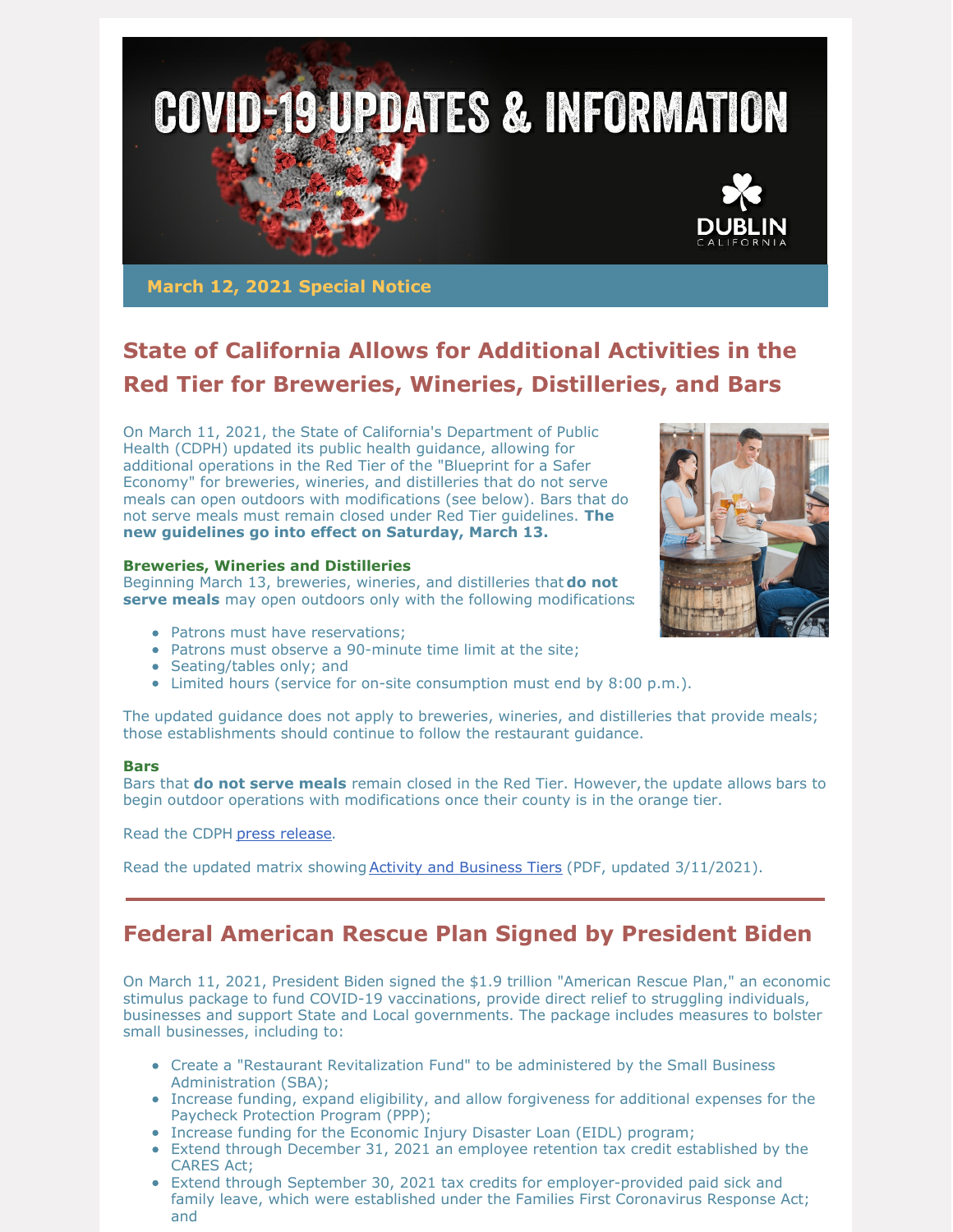# COVID-19 UPDATES & INFORMATION

DUBLIN CALIFORNIA

**March 12, 2021 Special Notice**

## State of California Allows for Additional Activities in the Red Tier for Breweries, Wineries, Distilleries, and Bars

On March 11, 2021, the State of California's Department of Public Health (CDPH) updated its public health guidance, allowing for additional operations in the Red Tier of the "Blueprint for a Safer Economy" for breweries, wineries, and distilleries that do not serve meals can open outdoors with modifications (see below). Bars that do not serve meals must remain closed under Red Tier guidelines. **The new guidelines go into effect on Saturday, March 13.**

### Breweries, Wineries and Distilleries

Beginning March 13, breweries, wineries, and distilleries that **do not serve meals** may open outdoors only with the following modifications:

- Patrons must have reservations;
- Patrons must observe a 90-minute time limit at the site;
- Seating/tables only; and
- Limited hours (service for on-site consumption must end by 8:00 p.m.).

The updated guidance does not apply to breweries, wineries, and distilleries that provide meals; those establishments should continue to follow the restaurant guidance.

### Bars

Bars that **do not serve meals** remain closed in the Red Tier. However, the update allows bars to begin outdoor operations with modifications once their county is in the orange tier.

Read the CDPH press release.

Read the updated matrix showing Activity and Business Tiers (PDF, updated 3/11/2021).

---

## Federal American Rescue Plan Signed by President Biden

On March 11, 2021, President Biden signed the $1.9 trillion "American Rescue Plan," an economic stimulus package to fund COVID-19 vaccinations, provide direct relief to struggling individuals, businesses and support State and Local governments. The package includes measures to bolster small businesses, including to:

- Create a "Restaurant Revitalization Fund" to be administered by the Small Business Administration (SBA);
- Increase funding, expand eligibility, and allow forgiveness for additional expenses for the Paycheck Protection Program (PPP);
- Increase funding for the Economic Injury Disaster Loan (EIDL) program;
- Extend through December 31, 2021 an employee retention tax credit established by the CARES Act;
- Extend through September 30, 2021 tax credits for employer-provided paid sick and family leave, which were established under the Families First Coronavirus Response Act; and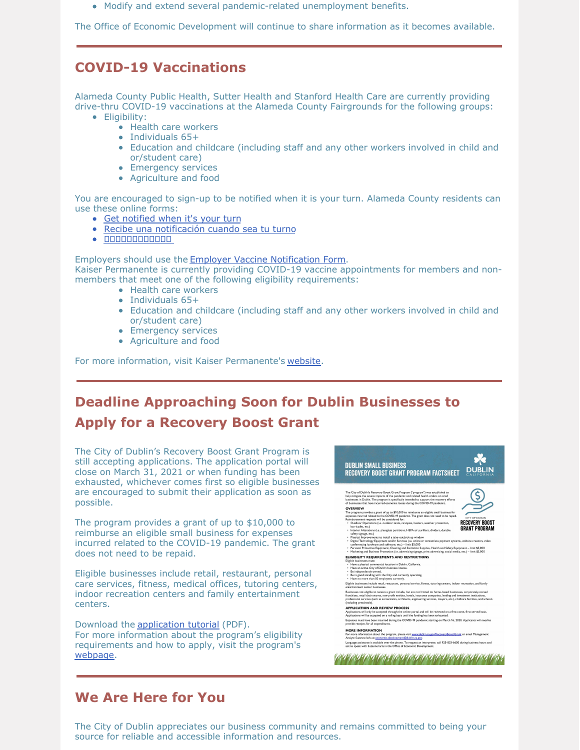- Modify and extend several pandemic-related unemployment benefits.

The Office of Economic Development will continue to share information as it becomes available.

---

## COVID-19 Vaccinations

Alameda County Public Health, Sutter Health and Stanford Health Care are currently providing drive-thru COVID-19 vaccinations at the Alameda County Fairgrounds for the following groups:

- Eligibility:
  - Health care workers
  - Individuals 65+
  - Education and childcare (including staff and any other workers involved in child and or/student care)
  - Emergency services
  - Agriculture and food

You are encouraged to sign-up to be notified when it is your turn. Alameda County residents can use these online forms:

- Get notified when it's your turn
- Recibe una notificación cuando sea tu turno
- □□□□□□□□□□□□

Employers should use the Employer Vaccine Notification Form.
Kaiser Permanente is currently providing COVID-19 vaccine appointments for members and non-members that meet one of the following eligibility requirements:

- Health care workers
- Individuals 65+
- Education and childcare (including staff and any other workers involved in child and or/student care)
- Emergency services
- Agriculture and food

For more information, visit Kaiser Permanente's website.

---

## Deadline Approaching Soon for Dublin Businesses to Apply for a Recovery Boost Grant

The City of Dublin's Recovery Boost Grant Program is still accepting applications. The application portal will close on March 31, 2021 or when funding has been exhausted, whichever comes first so eligible businesses are encouraged to submit their application as soon as possible.

The program provides a grant of up to $10,000 to reimburse an eligible small business for expenses incurred related to the COVID-19 pandemic. The grant does not need to be repaid.

Eligible businesses include retail, restaurant, personal care services, fitness, medical offices, tutoring centers, indoor recreation centers and family entertainment centers.

Download the application tutorial (PDF).
For more information about the program's eligibility requirements and how to apply, visit the program's webpage.

---

## We Are Here for You

The City of Dublin appreciates our business community and remains committed to being your source for reliable and accessible information and resources.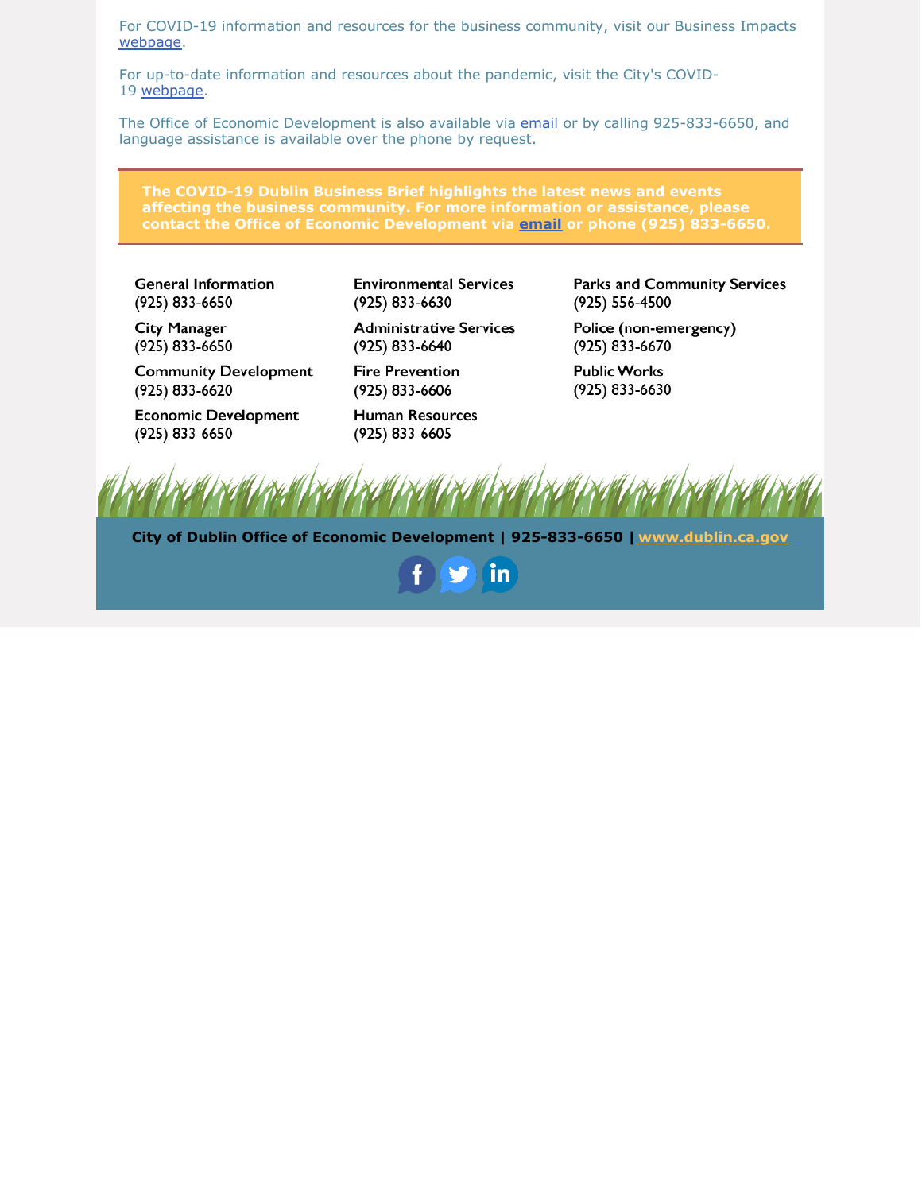For COVID-19 information and resources for the business community, visit our Business Impacts webpage.

For up-to-date information and resources about the pandemic, visit the City's COVID-19 webpage.

The Office of Economic Development is also available via email or by calling 925-833-6650, and language assistance is available over the phone by request.

**The COVID-19 Dublin Business Brief highlights the latest news and events affecting the business community. For more information or assistance, please contact the Office of Economic Development via email or phone (925) 833-6650.**

General Information
(925) 833-6650

City Manager
(925) 833-6650

Community Development
(925) 833-6620

Economic Development
(925) 833-6650

Environmental Services
(925) 833-6630

Administrative Services
(925) 833-6640

Fire Prevention
(925) 833-6606

Human Resources
(925) 833-6605

Parks and Community Services
(925) 556-4500

Police (non-emergency)
(925) 833-6670

Public Works
(925) 833-6630

**City of Dublin Office of Economic Development | 925-833-6650 | www.dublin.ca.gov**